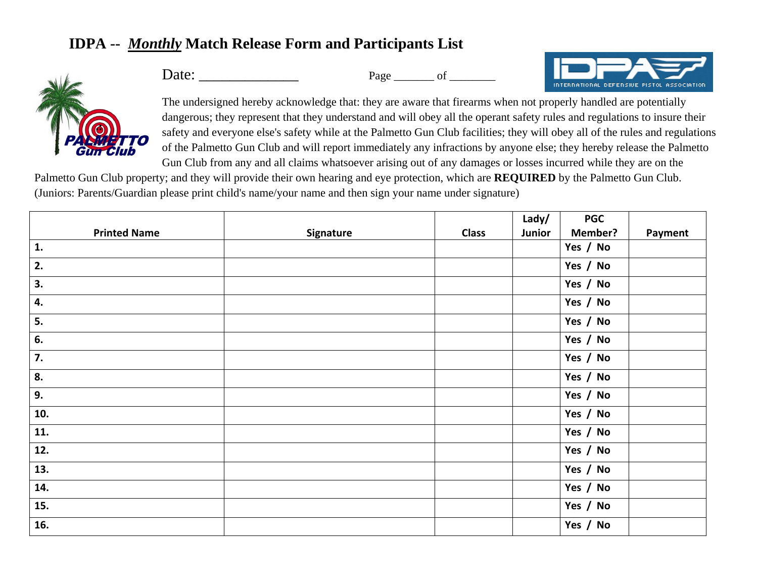# IDPA -- *Monthly* Match Release Form and Participants List

Date: ______________ Page _______ of ________

The undersigned hereby acknowledge that: they are aware that firearms when not properly handled are potentially dangerous; they represent that they understand and will obey all the operant safety rules and regulations to insure their safety and everyone else's safety while at the Palmetto Gun Club facilities; they will obey all of the rules and regulations of the Palmetto Gun Club and will report immediately any infractions by anyone else; they hereby release the Palmetto Gun Club from any and all claims whatsoever arising out of any damages or losses incurred while they are on the Palmetto Gun Club property; and they will provide their own hearing and eye protection, which are **REQUIRED** by the Palmetto Gun Club. (Juniors: Parents/Guardian please print child's name/your name and then sign your name under signature)

| Printed Name | Signature | Class | Lady/ Junior | PGC Member? | Payment |
|---|---|---|---|---|---|
| 1. | | | | Yes / No | |
| 2. | | | | Yes / No | |
| 3. | | | | Yes / No | |
| 4. | | | | Yes / No | |
| 5. | | | | Yes / No | |
| 6. | | | | Yes / No | |
| 7. | | | | Yes / No | |
| 8. | | | | Yes / No | |
| 9. | | | | Yes / No | |
| 10. | | | | Yes / No | |
| 11. | | | | Yes / No | |
| 12. | | | | Yes / No | |
| 13. | | | | Yes / No | |
| 14. | | | | Yes / No | |
| 15. | | | | Yes / No | |
| 16. | | | | Yes / No | |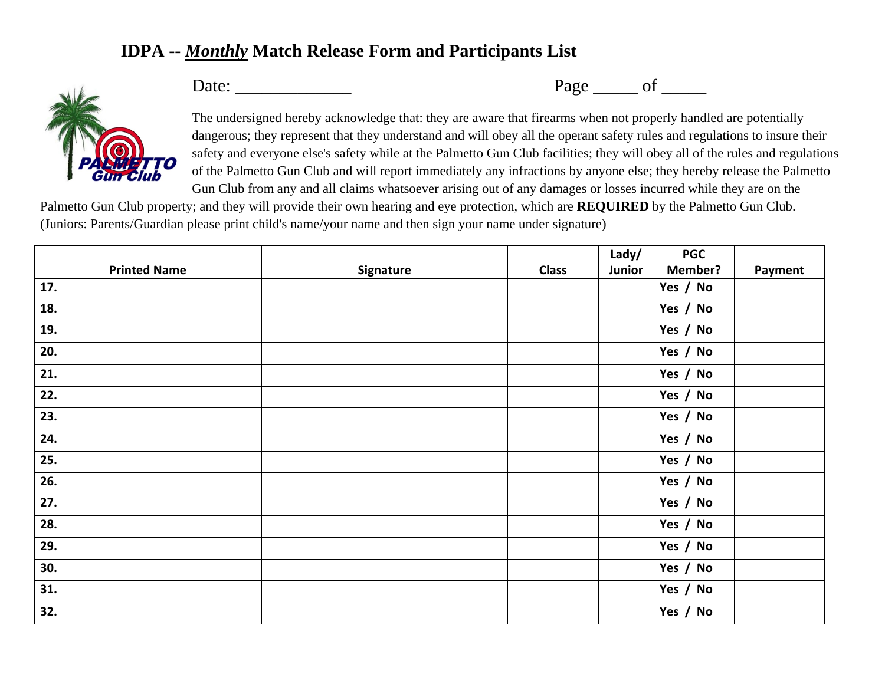# IDPA -- *Monthly* Match Release Form and Participants List

Date: _____________ Page _____ of _____

The undersigned hereby acknowledge that: they are aware that firearms when not properly handled are potentially dangerous; they represent that they understand and will obey all the operant safety rules and regulations to insure their safety and everyone else's safety while at the Palmetto Gun Club facilities; they will obey all of the rules and regulations of the Palmetto Gun Club and will report immediately any infractions by anyone else; they hereby release the Palmetto Gun Club from any and all claims whatsoever arising out of any damages or losses incurred while they are on the Palmetto Gun Club property; and they will provide their own hearing and eye protection, which are **REQUIRED** by the Palmetto Gun Club. (Juniors: Parents/Guardian please print child's name/your name and then sign your name under signature)

| Printed Name | Signature | Class | Lady/ Junior | PGC Member? | Payment |
|---|---|---|---|---|---|
| 17. | | | | Yes / No | |
| 18. | | | | Yes / No | |
| 19. | | | | Yes / No | |
| 20. | | | | Yes / No | |
| 21. | | | | Yes / No | |
| 22. | | | | Yes / No | |
| 23. | | | | Yes / No | |
| 24. | | | | Yes / No | |
| 25. | | | | Yes / No | |
| 26. | | | | Yes / No | |
| 27. | | | | Yes / No | |
| 28. | | | | Yes / No | |
| 29. | | | | Yes / No | |
| 30. | | | | Yes / No | |
| 31. | | | | Yes / No | |
| 32. | | | | Yes / No | |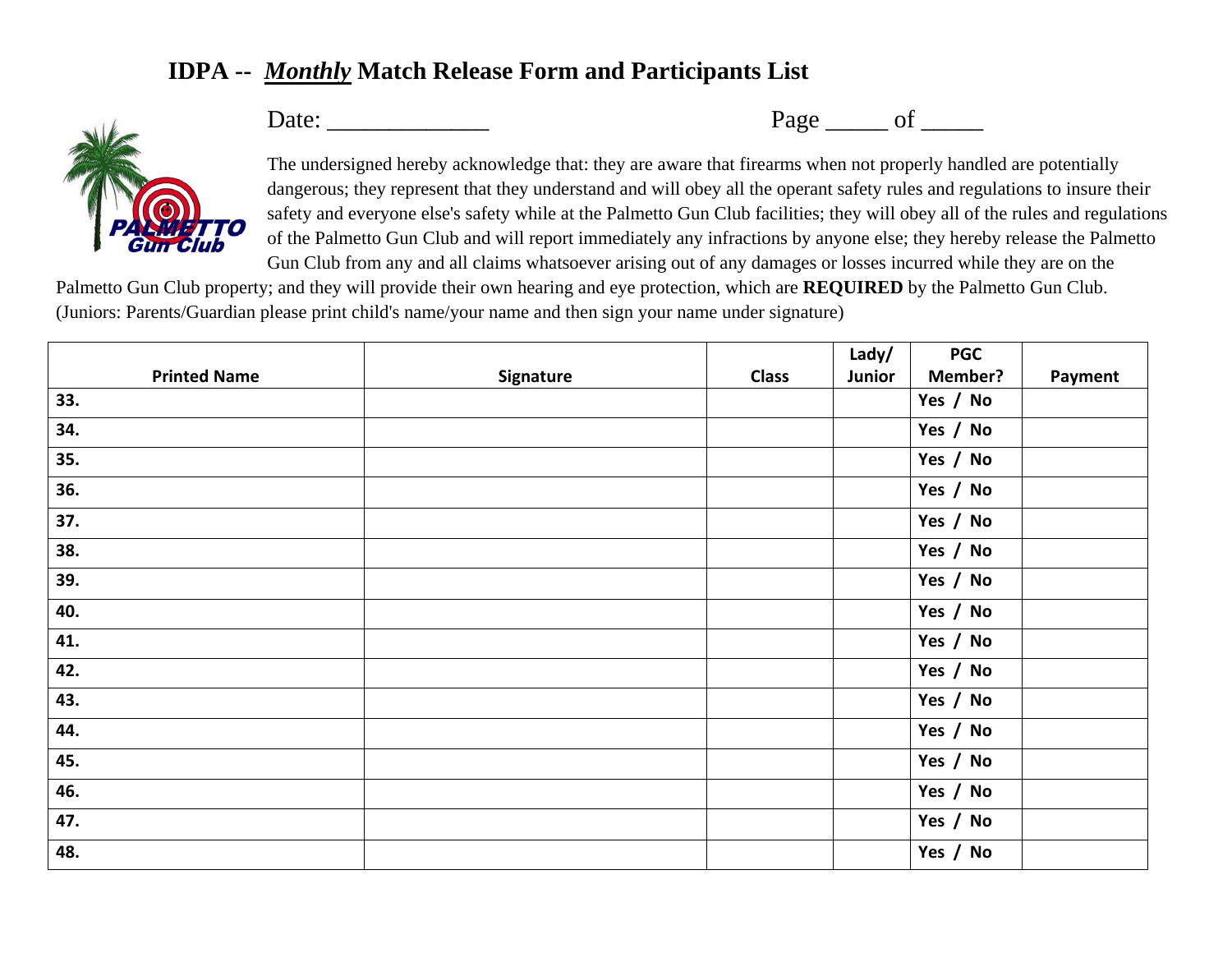# IDPA -- *Monthly* Match Release Form and Participants List

Date: _____________ Page _____ of _____

The undersigned hereby acknowledge that: they are aware that firearms when not properly handled are potentially dangerous; they represent that they understand and will obey all the operant safety rules and regulations to insure their safety and everyone else's safety while at the Palmetto Gun Club facilities; they will obey all of the rules and regulations of the Palmetto Gun Club and will report immediately any infractions by anyone else; they hereby release the Palmetto Gun Club from any and all claims whatsoever arising out of any damages or losses incurred while they are on the Palmetto Gun Club property; and they will provide their own hearing and eye protection, which are **REQUIRED** by the Palmetto Gun Club. (Juniors: Parents/Guardian please print child's name/your name and then sign your name under signature)

| Printed Name | Signature | Class | Lady/ Junior | PGC Member? | Payment |
|---|---|---|---|---|---|
| 33. | | | | Yes / No | |
| 34. | | | | Yes / No | |
| 35. | | | | Yes / No | |
| 36. | | | | Yes / No | |
| 37. | | | | Yes / No | |
| 38. | | | | Yes / No | |
| 39. | | | | Yes / No | |
| 40. | | | | Yes / No | |
| 41. | | | | Yes / No | |
| 42. | | | | Yes / No | |
| 43. | | | | Yes / No | |
| 44. | | | | Yes / No | |
| 45. | | | | Yes / No | |
| 46. | | | | Yes / No | |
| 47. | | | | Yes / No | |
| 48. | | | | Yes / No | |